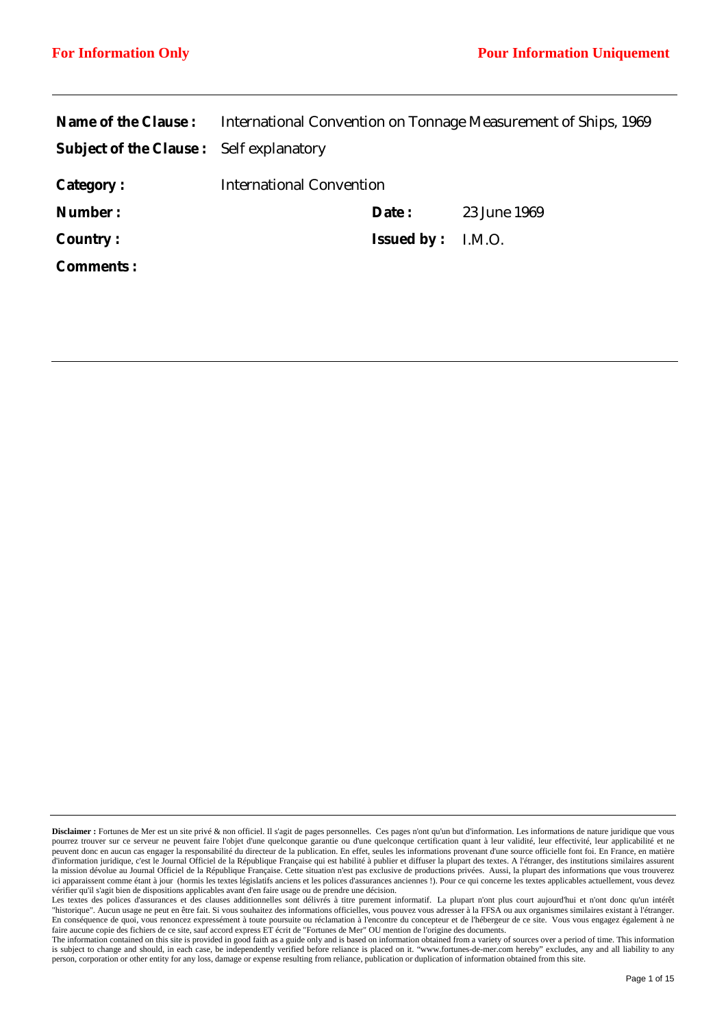**For Information Only** **Pour Information Uniquement**

| | | | |
|---|---|---|---|
| **Name of the Clause :** | International Convention on Tonnage Measurement of Ships, 1969 | | |
| **Subject of the Clause :** | Self explanatory | | |
| **Category :** | International Convention | | |
| **Number :** | | **Date :** | 23 June 1969 |
| **Country :** | | **Issued by :** | I.M.O. |
| **Comments :** | | | |

**Disclaimer :** Fortunes de Mer est un site privé & non officiel. Il s'agit de pages personnelles. Ces pages n'ont qu'un but d'information. Les informations de nature juridique que vous pourrez trouver sur ce serveur ne peuvent faire l'objet d'une quelconque garantie ou d'une quelconque certification quant à leur validité, leur effectivité, leur applicabilité et ne peuvent donc en aucun cas engager la responsabilité du directeur de la publication. En effet, seules les informations provenant d'une source officielle font foi. En France, en matière d'information juridique, c'est le Journal Officiel de la République Française qui est habilité à publier et diffuser la plupart des textes. A l'étranger, des institutions similaires assurent la mission dévolue au Journal Officiel de la République Française. Cette situation n'est pas exclusive de productions privées. Aussi, la plupart des informations que vous trouverez ici apparaissent comme étant à jour (hormis les textes législatifs anciens et les polices d'assurances anciennes !). Pour ce qui concerne les textes applicables actuellement, vous devez vérifier qu'il s'agit bien de dispositions applicables avant d'en faire usage ou de prendre une décision.

Les textes des polices d'assurances et des clauses additionnelles sont délivrés à titre purement informatif. La plupart n'ont plus court aujourd'hui et n'ont donc qu'un intérêt "historique". Aucun usage ne peut en être fait. Si vous souhaitez des informations officielles, vous pouvez vous adresser à la FFSA ou aux organismes similaires existant à l'étranger. En conséquence de quoi, vous renoncez expressément à toute poursuite ou réclamation à l'encontre du concepteur et de l'hébergeur de ce site. Vous vous engagez également à ne faire aucune copie des fichiers de ce site, sauf accord express ET écrit de "Fortunes de Mer" OU mention de l'origine des documents.

The information contained on this site is provided in good faith as a guide only and is based on information obtained from a variety of sources over a period of time. This information is subject to change and should, in each case, be independently verified before reliance is placed on it. "www.fortunes-de-mer.com hereby" excludes, any and all liability to any person, corporation or other entity for any loss, damage or expense resulting from reliance, publication or duplication of information obtained from this site.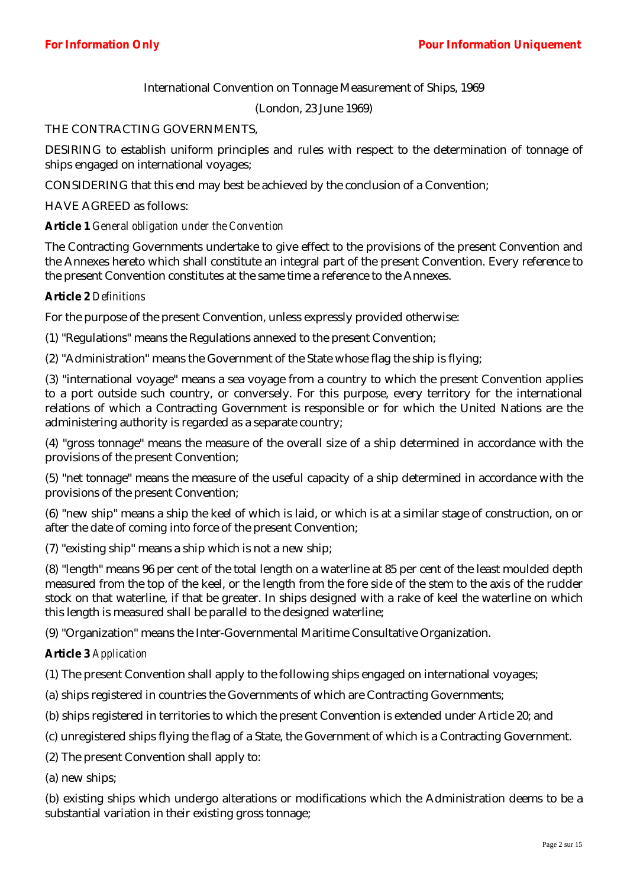International Convention on Tonnage Measurement of Ships, 1969

(London, 23 June 1969)

THE CONTRACTING GOVERNMENTS,

DESIRING to establish uniform principles and rules with respect to the determination of tonnage of ships engaged on international voyages;

CONSIDERING that this end may best be achieved by the conclusion of a Convention;

HAVE AGREED as follows:

**Article 1** *General obligation under the Convention*

The Contracting Governments undertake to give effect to the provisions of the present Convention and the Annexes hereto which shall constitute an integral part of the present Convention. Every reference to the present Convention constitutes at the same time a reference to the Annexes.

**Article 2** *Definitions*

For the purpose of the present Convention, unless expressly provided otherwise:

(1) "Regulations" means the Regulations annexed to the present Convention;

(2) "Administration" means the Government of the State whose flag the ship is flying;

(3) "international voyage" means a sea voyage from a country to which the present Convention applies to a port outside such country, or conversely. For this purpose, every territory for the international relations of which a Contracting Government is responsible or for which the United Nations are the administering authority is regarded as a separate country;

(4) "gross tonnage" means the measure of the overall size of a ship determined in accordance with the provisions of the present Convention;

(5) "net tonnage" means the measure of the useful capacity of a ship determined in accordance with the provisions of the present Convention;

(6) "new ship" means a ship the keel of which is laid, or which is at a similar stage of construction, on or after the date of coming into force of the present Convention;

(7) "existing ship" means a ship which is not a new ship;

(8) "length" means 96 per cent of the total length on a waterline at 85 per cent of the least moulded depth measured from the top of the keel, or the length from the fore side of the stem to the axis of the rudder stock on that waterline, if that be greater. In ships designed with a rake of keel the waterline on which this length is measured shall be parallel to the designed waterline;

(9) "Organization" means the Inter-Governmental Maritime Consultative Organization.

**Article 3** *Application*

(1) The present Convention shall apply to the following ships engaged on international voyages;

(a) ships registered in countries the Governments of which are Contracting Governments;

(b) ships registered in territories to which the present Convention is extended under Article 20; and

(c) unregistered ships flying the flag of a State, the Government of which is a Contracting Government.

(2) The present Convention shall apply to:

(a) new ships;

(b) existing ships which undergo alterations or modifications which the Administration deems to be a substantial variation in their existing gross tonnage;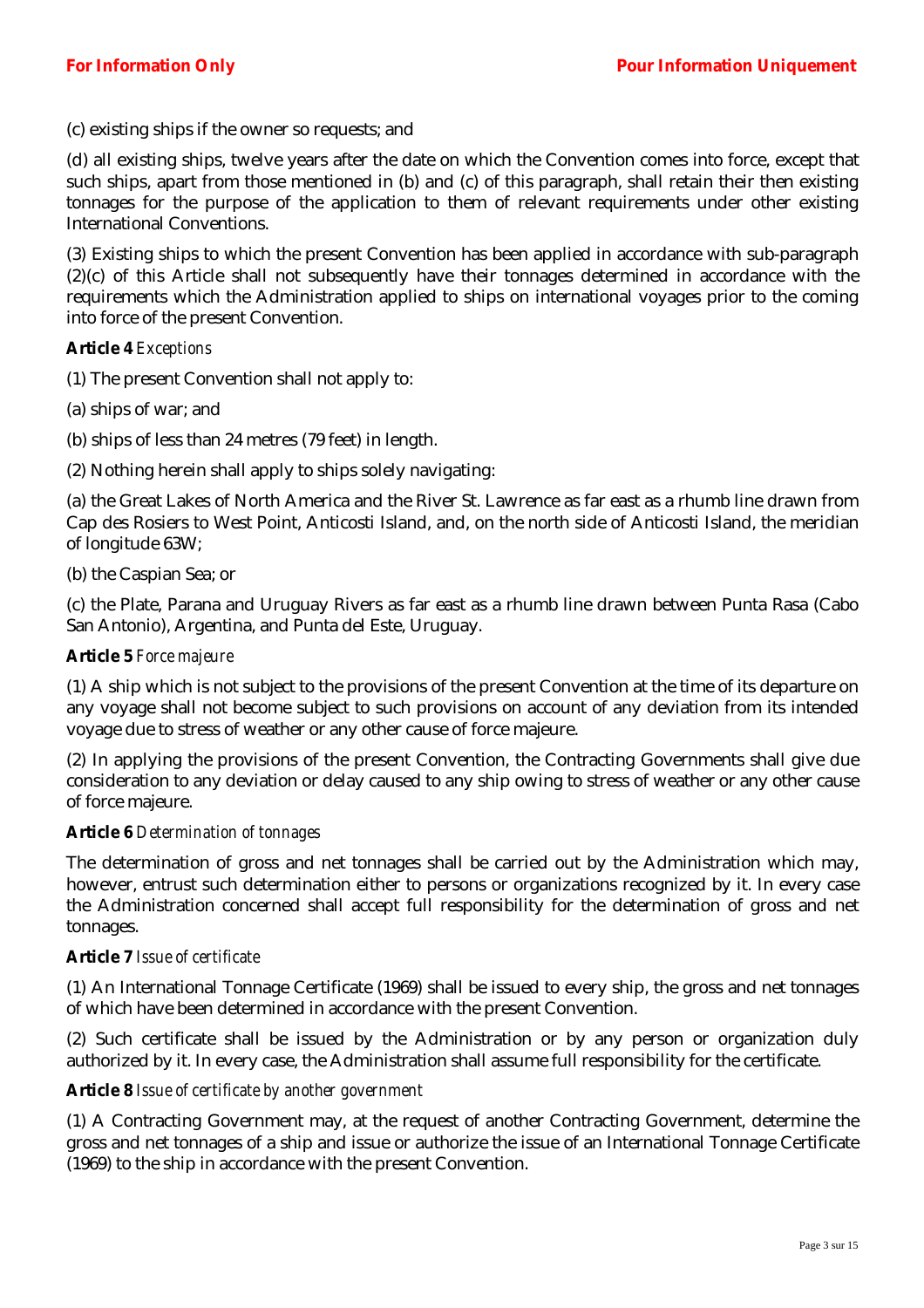(c) existing ships if the owner so requests; and

(d) all existing ships, twelve years after the date on which the Convention comes into force, except that such ships, apart from those mentioned in (b) and (c) of this paragraph, shall retain their then existing tonnages for the purpose of the application to them of relevant requirements under other existing International Conventions.

(3) Existing ships to which the present Convention has been applied in accordance with sub-paragraph (2)(c) of this Article shall not subsequently have their tonnages determined in accordance with the requirements which the Administration applied to ships on international voyages prior to the coming into force of the present Convention.

**Article 4** *Exceptions*

(1) The present Convention shall not apply to:

(a) ships of war; and

(b) ships of less than 24 metres (79 feet) in length.

(2) Nothing herein shall apply to ships solely navigating:

(a) the Great Lakes of North America and the River St. Lawrence as far east as a rhumb line drawn from Cap des Rosiers to West Point, Anticosti Island, and, on the north side of Anticosti Island, the meridian of longitude 63W;

(b) the Caspian Sea; or

(c) the Plate, Parana and Uruguay Rivers as far east as a rhumb line drawn between Punta Rasa (Cabo San Antonio), Argentina, and Punta del Este, Uruguay.

**Article 5** *Force majeure*

(1) A ship which is not subject to the provisions of the present Convention at the time of its departure on any voyage shall not become subject to such provisions on account of any deviation from its intended voyage due to stress of weather or any other cause of force majeure.

(2) In applying the provisions of the present Convention, the Contracting Governments shall give due consideration to any deviation or delay caused to any ship owing to stress of weather or any other cause of force majeure.

**Article 6** *Determination of tonnages*

The determination of gross and net tonnages shall be carried out by the Administration which may, however, entrust such determination either to persons or organizations recognized by it. In every case the Administration concerned shall accept full responsibility for the determination of gross and net tonnages.

**Article 7** *Issue of certificate*

(1) An International Tonnage Certificate (1969) shall be issued to every ship, the gross and net tonnages of which have been determined in accordance with the present Convention.

(2) Such certificate shall be issued by the Administration or by any person or organization duly authorized by it. In every case, the Administration shall assume full responsibility for the certificate.

**Article 8** *Issue of certificate by another government*

(1) A Contracting Government may, at the request of another Contracting Government, determine the gross and net tonnages of a ship and issue or authorize the issue of an International Tonnage Certificate (1969) to the ship in accordance with the present Convention.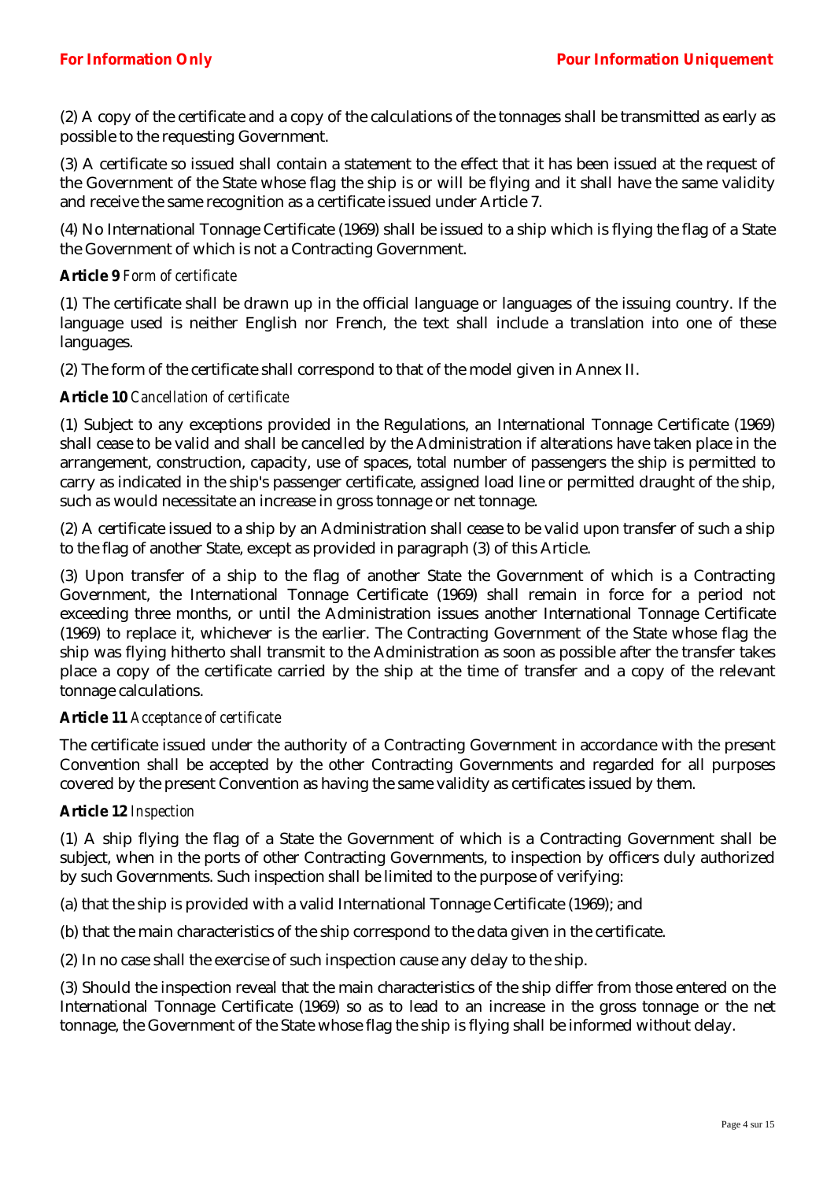(2) A copy of the certificate and a copy of the calculations of the tonnages shall be transmitted as early as possible to the requesting Government.

(3) A certificate so issued shall contain a statement to the effect that it has been issued at the request of the Government of the State whose flag the ship is or will be flying and it shall have the same validity and receive the same recognition as a certificate issued under Article 7.

(4) No International Tonnage Certificate (1969) shall be issued to a ship which is flying the flag of a State the Government of which is not a Contracting Government.

**Article 9** *Form of certificate*

(1) The certificate shall be drawn up in the official language or languages of the issuing country. If the language used is neither English nor French, the text shall include a translation into one of these languages.

(2) The form of the certificate shall correspond to that of the model given in Annex II.

**Article 10** *Cancellation of certificate*

(1) Subject to any exceptions provided in the Regulations, an International Tonnage Certificate (1969) shall cease to be valid and shall be cancelled by the Administration if alterations have taken place in the arrangement, construction, capacity, use of spaces, total number of passengers the ship is permitted to carry as indicated in the ship's passenger certificate, assigned load line or permitted draught of the ship, such as would necessitate an increase in gross tonnage or net tonnage.

(2) A certificate issued to a ship by an Administration shall cease to be valid upon transfer of such a ship to the flag of another State, except as provided in paragraph (3) of this Article.

(3) Upon transfer of a ship to the flag of another State the Government of which is a Contracting Government, the International Tonnage Certificate (1969) shall remain in force for a period not exceeding three months, or until the Administration issues another International Tonnage Certificate (1969) to replace it, whichever is the earlier. The Contracting Government of the State whose flag the ship was flying hitherto shall transmit to the Administration as soon as possible after the transfer takes place a copy of the certificate carried by the ship at the time of transfer and a copy of the relevant tonnage calculations.

**Article 11** *Acceptance of certificate*

The certificate issued under the authority of a Contracting Government in accordance with the present Convention shall be accepted by the other Contracting Governments and regarded for all purposes covered by the present Convention as having the same validity as certificates issued by them.

**Article 12** *Inspection*

(1) A ship flying the flag of a State the Government of which is a Contracting Government shall be subject, when in the ports of other Contracting Governments, to inspection by officers duly authorized by such Governments. Such inspection shall be limited to the purpose of verifying:

(a) that the ship is provided with a valid International Tonnage Certificate (1969); and

(b) that the main characteristics of the ship correspond to the data given in the certificate.

(2) In no case shall the exercise of such inspection cause any delay to the ship.

(3) Should the inspection reveal that the main characteristics of the ship differ from those entered on the International Tonnage Certificate (1969) so as to lead to an increase in the gross tonnage or the net tonnage, the Government of the State whose flag the ship is flying shall be informed without delay.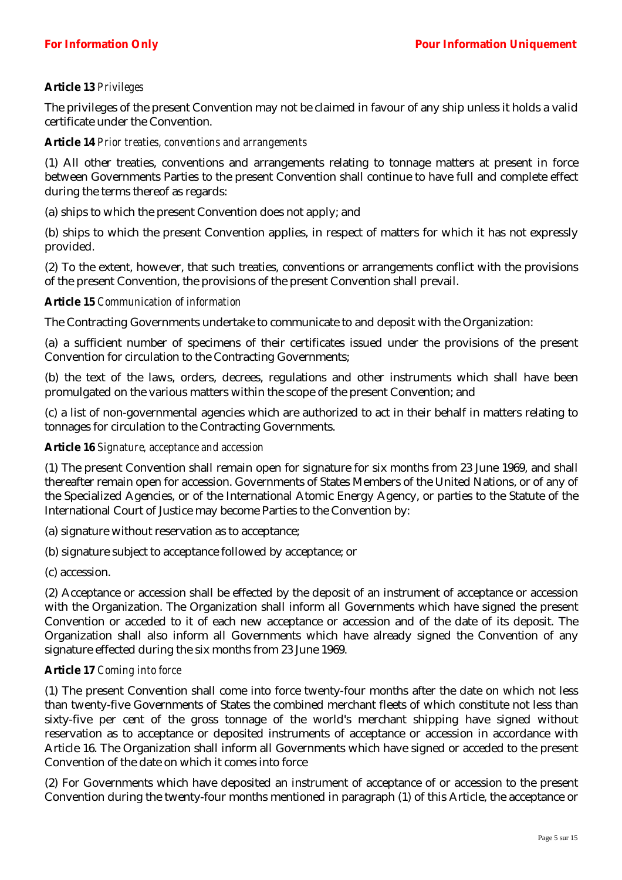**Article 13** *Privileges*

The privileges of the present Convention may not be claimed in favour of any ship unless it holds a valid certificate under the Convention.

**Article 14** *Prior treaties, conventions and arrangements*

(1) All other treaties, conventions and arrangements relating to tonnage matters at present in force between Governments Parties to the present Convention shall continue to have full and complete effect during the terms thereof as regards:

(a) ships to which the present Convention does not apply; and

(b) ships to which the present Convention applies, in respect of matters for which it has not expressly provided.

(2) To the extent, however, that such treaties, conventions or arrangements conflict with the provisions of the present Convention, the provisions of the present Convention shall prevail.

**Article 15** *Communication of information*

The Contracting Governments undertake to communicate to and deposit with the Organization:

(a) a sufficient number of specimens of their certificates issued under the provisions of the present Convention for circulation to the Contracting Governments;

(b) the text of the laws, orders, decrees, regulations and other instruments which shall have been promulgated on the various matters within the scope of the present Convention; and

(c) a list of non-governmental agencies which are authorized to act in their behalf in matters relating to tonnages for circulation to the Contracting Governments.

**Article 16** *Signature, acceptance and accession*

(1) The present Convention shall remain open for signature for six months from 23 June 1969, and shall thereafter remain open for accession. Governments of States Members of the United Nations, or of any of the Specialized Agencies, or of the International Atomic Energy Agency, or parties to the Statute of the International Court of Justice may become Parties to the Convention by:

(a) signature without reservation as to acceptance;

(b) signature subject to acceptance followed by acceptance; or

(c) accession.

(2) Acceptance or accession shall be effected by the deposit of an instrument of acceptance or accession with the Organization. The Organization shall inform all Governments which have signed the present Convention or acceded to it of each new acceptance or accession and of the date of its deposit. The Organization shall also inform all Governments which have already signed the Convention of any signature effected during the six months from 23 June 1969.

**Article 17** *Coming into force*

(1) The present Convention shall come into force twenty-four months after the date on which not less than twenty-five Governments of States the combined merchant fleets of which constitute not less than sixty-five per cent of the gross tonnage of the world's merchant shipping have signed without reservation as to acceptance or deposited instruments of acceptance or accession in accordance with Article 16. The Organization shall inform all Governments which have signed or acceded to the present Convention of the date on which it comes into force

(2) For Governments which have deposited an instrument of acceptance of or accession to the present Convention during the twenty-four months mentioned in paragraph (1) of this Article, the acceptance or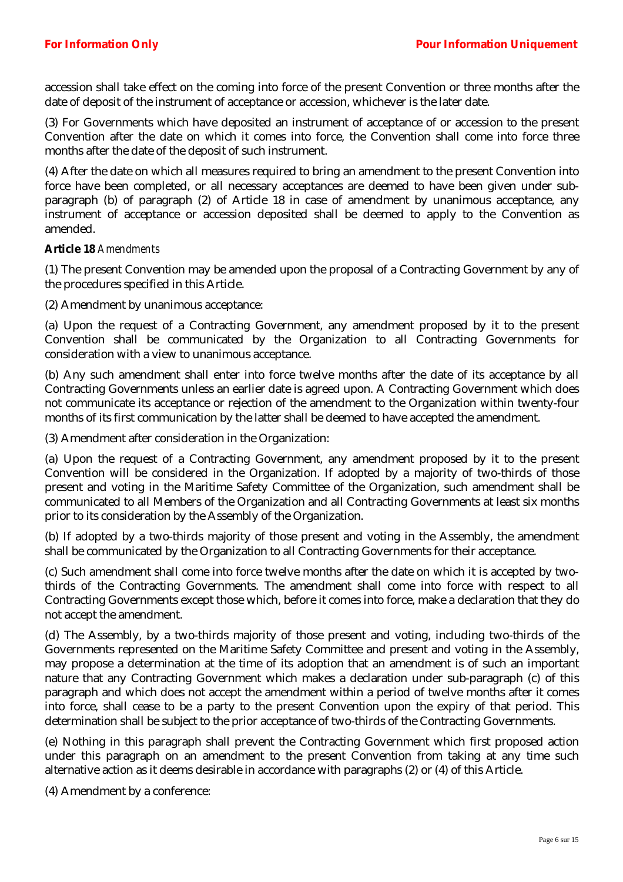accession shall take effect on the coming into force of the present Convention or three months after the date of deposit of the instrument of acceptance or accession, whichever is the later date.

(3) For Governments which have deposited an instrument of acceptance of or accession to the present Convention after the date on which it comes into force, the Convention shall come into force three months after the date of the deposit of such instrument.

(4) After the date on which all measures required to bring an amendment to the present Convention into force have been completed, or all necessary acceptances are deemed to have been given under sub-paragraph (b) of paragraph (2) of Article 18 in case of amendment by unanimous acceptance, any instrument of acceptance or accession deposited shall be deemed to apply to the Convention as amended.

**Article 18** *Amendments*

(1) The present Convention may be amended upon the proposal of a Contracting Government by any of the procedures specified in this Article.

(2) Amendment by unanimous acceptance:

(a) Upon the request of a Contracting Government, any amendment proposed by it to the present Convention shall be communicated by the Organization to all Contracting Governments for consideration with a view to unanimous acceptance.

(b) Any such amendment shall enter into force twelve months after the date of its acceptance by all Contracting Governments unless an earlier date is agreed upon. A Contracting Government which does not communicate its acceptance or rejection of the amendment to the Organization within twenty-four months of its first communication by the latter shall be deemed to have accepted the amendment.

(3) Amendment after consideration in the Organization:

(a) Upon the request of a Contracting Government, any amendment proposed by it to the present Convention will be considered in the Organization. If adopted by a majority of two-thirds of those present and voting in the Maritime Safety Committee of the Organization, such amendment shall be communicated to all Members of the Organization and all Contracting Governments at least six months prior to its consideration by the Assembly of the Organization.

(b) If adopted by a two-thirds majority of those present and voting in the Assembly, the amendment shall be communicated by the Organization to all Contracting Governments for their acceptance.

(c) Such amendment shall come into force twelve months after the date on which it is accepted by two-thirds of the Contracting Governments. The amendment shall come into force with respect to all Contracting Governments except those which, before it comes into force, make a declaration that they do not accept the amendment.

(d) The Assembly, by a two-thirds majority of those present and voting, including two-thirds of the Governments represented on the Maritime Safety Committee and present and voting in the Assembly, may propose a determination at the time of its adoption that an amendment is of such an important nature that any Contracting Government which makes a declaration under sub-paragraph (c) of this paragraph and which does not accept the amendment within a period of twelve months after it comes into force, shall cease to be a party to the present Convention upon the expiry of that period. This determination shall be subject to the prior acceptance of two-thirds of the Contracting Governments.

(e) Nothing in this paragraph shall prevent the Contracting Government which first proposed action under this paragraph on an amendment to the present Convention from taking at any time such alternative action as it deems desirable in accordance with paragraphs (2) or (4) of this Article.

(4) Amendment by a conference: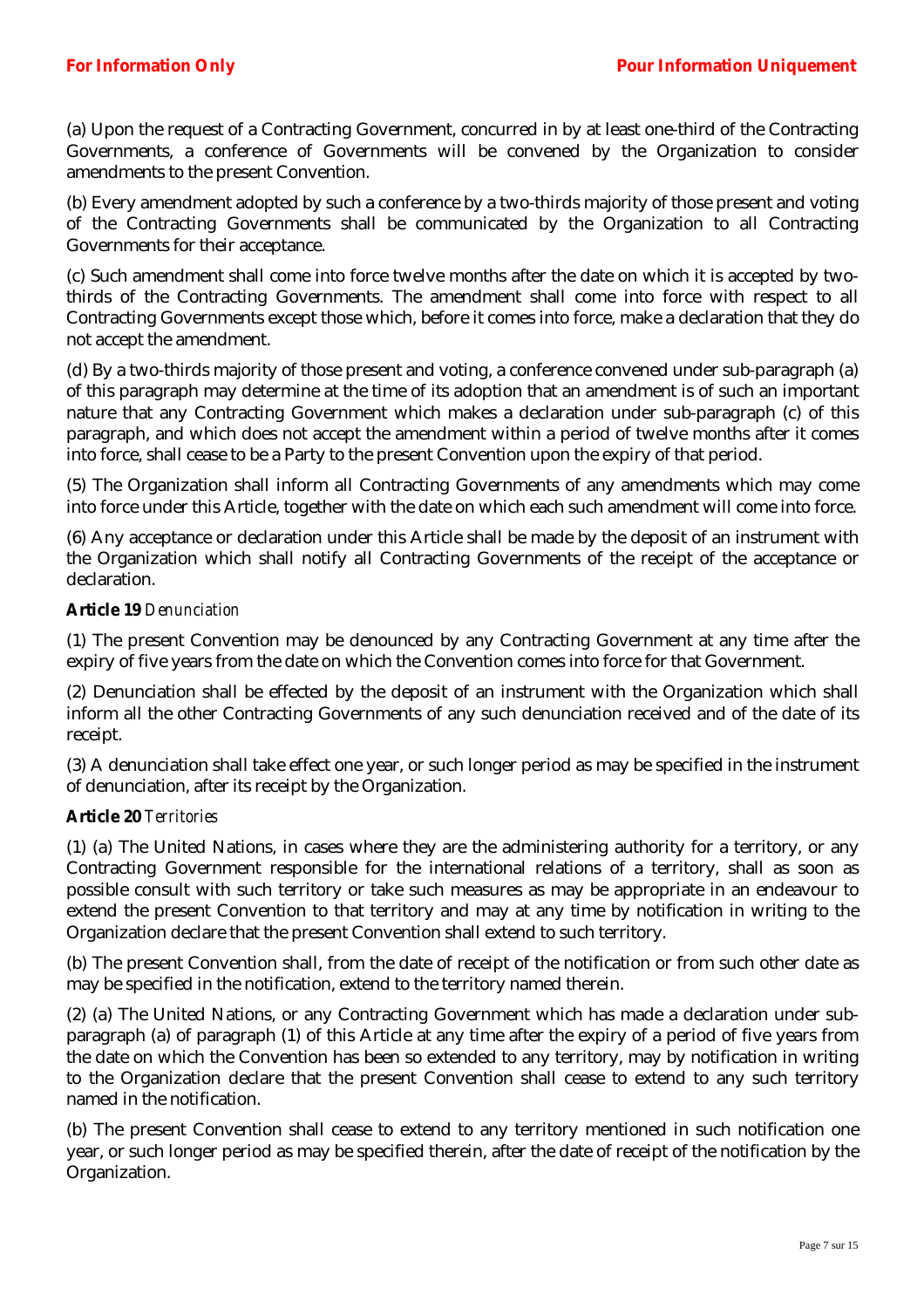(a) Upon the request of a Contracting Government, concurred in by at least one-third of the Contracting Governments, a conference of Governments will be convened by the Organization to consider amendments to the present Convention.

(b) Every amendment adopted by such a conference by a two-thirds majority of those present and voting of the Contracting Governments shall be communicated by the Organization to all Contracting Governments for their acceptance.

(c) Such amendment shall come into force twelve months after the date on which it is accepted by two-thirds of the Contracting Governments. The amendment shall come into force with respect to all Contracting Governments except those which, before it comes into force, make a declaration that they do not accept the amendment.

(d) By a two-thirds majority of those present and voting, a conference convened under sub-paragraph (a) of this paragraph may determine at the time of its adoption that an amendment is of such an important nature that any Contracting Government which makes a declaration under sub-paragraph (c) of this paragraph, and which does not accept the amendment within a period of twelve months after it comes into force, shall cease to be a Party to the present Convention upon the expiry of that period.

(5) The Organization shall inform all Contracting Governments of any amendments which may come into force under this Article, together with the date on which each such amendment will come into force.

(6) Any acceptance or declaration under this Article shall be made by the deposit of an instrument with the Organization which shall notify all Contracting Governments of the receipt of the acceptance or declaration.

**Article 19** *Denunciation*

(1) The present Convention may be denounced by any Contracting Government at any time after the expiry of five years from the date on which the Convention comes into force for that Government.

(2) Denunciation shall be effected by the deposit of an instrument with the Organization which shall inform all the other Contracting Governments of any such denunciation received and of the date of its receipt.

(3) A denunciation shall take effect one year, or such longer period as may be specified in the instrument of denunciation, after its receipt by the Organization.

**Article 20** *Territories*

(1) (a) The United Nations, in cases where they are the administering authority for a territory, or any Contracting Government responsible for the international relations of a territory, shall as soon as possible consult with such territory or take such measures as may be appropriate in an endeavour to extend the present Convention to that territory and may at any time by notification in writing to the Organization declare that the present Convention shall extend to such territory.

(b) The present Convention shall, from the date of receipt of the notification or from such other date as may be specified in the notification, extend to the territory named therein.

(2) (a) The United Nations, or any Contracting Government which has made a declaration under sub-paragraph (a) of paragraph (1) of this Article at any time after the expiry of a period of five years from the date on which the Convention has been so extended to any territory, may by notification in writing to the Organization declare that the present Convention shall cease to extend to any such territory named in the notification.

(b) The present Convention shall cease to extend to any territory mentioned in such notification one year, or such longer period as may be specified therein, after the date of receipt of the notification by the Organization.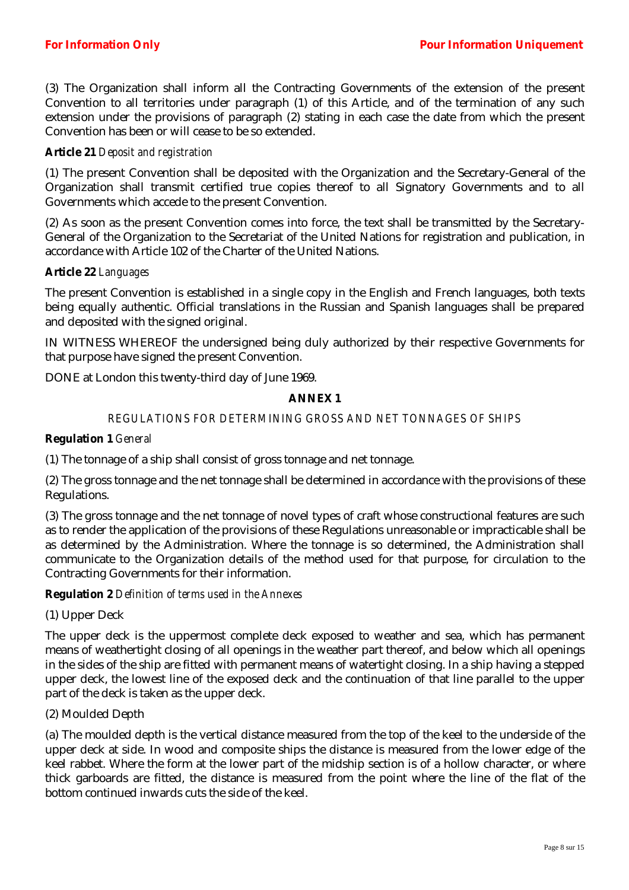(3) The Organization shall inform all the Contracting Governments of the extension of the present Convention to all territories under paragraph (1) of this Article, and of the termination of any such extension under the provisions of paragraph (2) stating in each case the date from which the present Convention has been or will cease to be so extended.

**Article 21** *Deposit and registration*

(1) The present Convention shall be deposited with the Organization and the Secretary-General of the Organization shall transmit certified true copies thereof to all Signatory Governments and to all Governments which accede to the present Convention.

(2) As soon as the present Convention comes into force, the text shall be transmitted by the Secretary-General of the Organization to the Secretariat of the United Nations for registration and publication, in accordance with Article 102 of the Charter of the United Nations.

**Article 22** *Languages*

The present Convention is established in a single copy in the English and French languages, both texts being equally authentic. Official translations in the Russian and Spanish languages shall be prepared and deposited with the signed original.

IN WITNESS WHEREOF the undersigned being duly authorized by their respective Governments for that purpose have signed the present Convention.

DONE at London this twenty-third day of June 1969.

## ANNEX 1

### REGULATIONS FOR DETERMINING GROSS AND NET TONNAGES OF SHIPS

**Regulation 1** *General*

(1) The tonnage of a ship shall consist of gross tonnage and net tonnage.

(2) The gross tonnage and the net tonnage shall be determined in accordance with the provisions of these Regulations.

(3) The gross tonnage and the net tonnage of novel types of craft whose constructional features are such as to render the application of the provisions of these Regulations unreasonable or impracticable shall be as determined by the Administration. Where the tonnage is so determined, the Administration shall communicate to the Organization details of the method used for that purpose, for circulation to the Contracting Governments for their information.

**Regulation 2** *Definition of terms used in the Annexes*

(1) Upper Deck

The upper deck is the uppermost complete deck exposed to weather and sea, which has permanent means of weathertight closing of all openings in the weather part thereof, and below which all openings in the sides of the ship are fitted with permanent means of watertight closing. In a ship having a stepped upper deck, the lowest line of the exposed deck and the continuation of that line parallel to the upper part of the deck is taken as the upper deck.

(2) Moulded Depth

(a) The moulded depth is the vertical distance measured from the top of the keel to the underside of the upper deck at side. In wood and composite ships the distance is measured from the lower edge of the keel rabbet. Where the form at the lower part of the midship section is of a hollow character, or where thick garboards are fitted, the distance is measured from the point where the line of the flat of the bottom continued inwards cuts the side of the keel.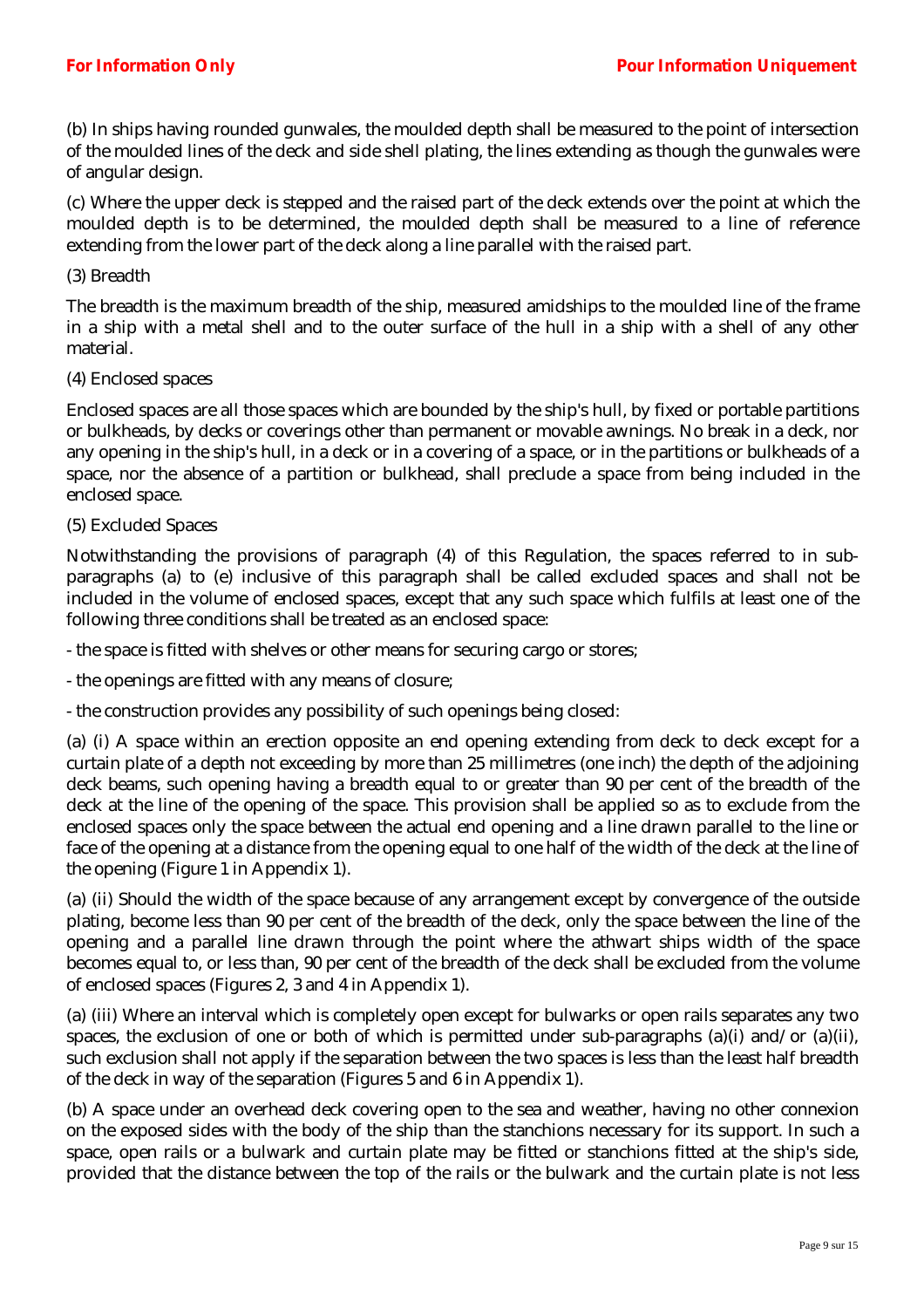(b) In ships having rounded gunwales, the moulded depth shall be measured to the point of intersection of the moulded lines of the deck and side shell plating, the lines extending as though the gunwales were of angular design.

(c) Where the upper deck is stepped and the raised part of the deck extends over the point at which the moulded depth is to be determined, the moulded depth shall be measured to a line of reference extending from the lower part of the deck along a line parallel with the raised part.

(3) Breadth

The breadth is the maximum breadth of the ship, measured amidships to the moulded line of the frame in a ship with a metal shell and to the outer surface of the hull in a ship with a shell of any other material.

(4) Enclosed spaces

Enclosed spaces are all those spaces which are bounded by the ship's hull, by fixed or portable partitions or bulkheads, by decks or coverings other than permanent or movable awnings. No break in a deck, nor any opening in the ship's hull, in a deck or in a covering of a space, or in the partitions or bulkheads of a space, nor the absence of a partition or bulkhead, shall preclude a space from being included in the enclosed space.

(5) Excluded Spaces

Notwithstanding the provisions of paragraph (4) of this Regulation, the spaces referred to in sub-paragraphs (a) to (e) inclusive of this paragraph shall be called excluded spaces and shall not be included in the volume of enclosed spaces, except that any such space which fulfils at least one of the following three conditions shall be treated as an enclosed space:

- the space is fitted with shelves or other means for securing cargo or stores;
- the openings are fitted with any means of closure;
- the construction provides any possibility of such openings being closed:

(a) (i) A space within an erection opposite an end opening extending from deck to deck except for a curtain plate of a depth not exceeding by more than 25 millimetres (one inch) the depth of the adjoining deck beams, such opening having a breadth equal to or greater than 90 per cent of the breadth of the deck at the line of the opening of the space. This provision shall be applied so as to exclude from the enclosed spaces only the space between the actual end opening and a line drawn parallel to the line or face of the opening at a distance from the opening equal to one half of the width of the deck at the line of the opening (Figure 1 in Appendix 1).

(a) (ii) Should the width of the space because of any arrangement except by convergence of the outside plating, become less than 90 per cent of the breadth of the deck, only the space between the line of the opening and a parallel line drawn through the point where the athwart ships width of the space becomes equal to, or less than, 90 per cent of the breadth of the deck shall be excluded from the volume of enclosed spaces (Figures 2, 3 and 4 in Appendix 1).

(a) (iii) Where an interval which is completely open except for bulwarks or open rails separates any two spaces, the exclusion of one or both of which is permitted under sub-paragraphs (a)(i) and/or (a)(ii), such exclusion shall not apply if the separation between the two spaces is less than the least half breadth of the deck in way of the separation (Figures 5 and 6 in Appendix 1).

(b) A space under an overhead deck covering open to the sea and weather, having no other connexion on the exposed sides with the body of the ship than the stanchions necessary for its support. In such a space, open rails or a bulwark and curtain plate may be fitted or stanchions fitted at the ship's side, provided that the distance between the top of the rails or the bulwark and the curtain plate is not less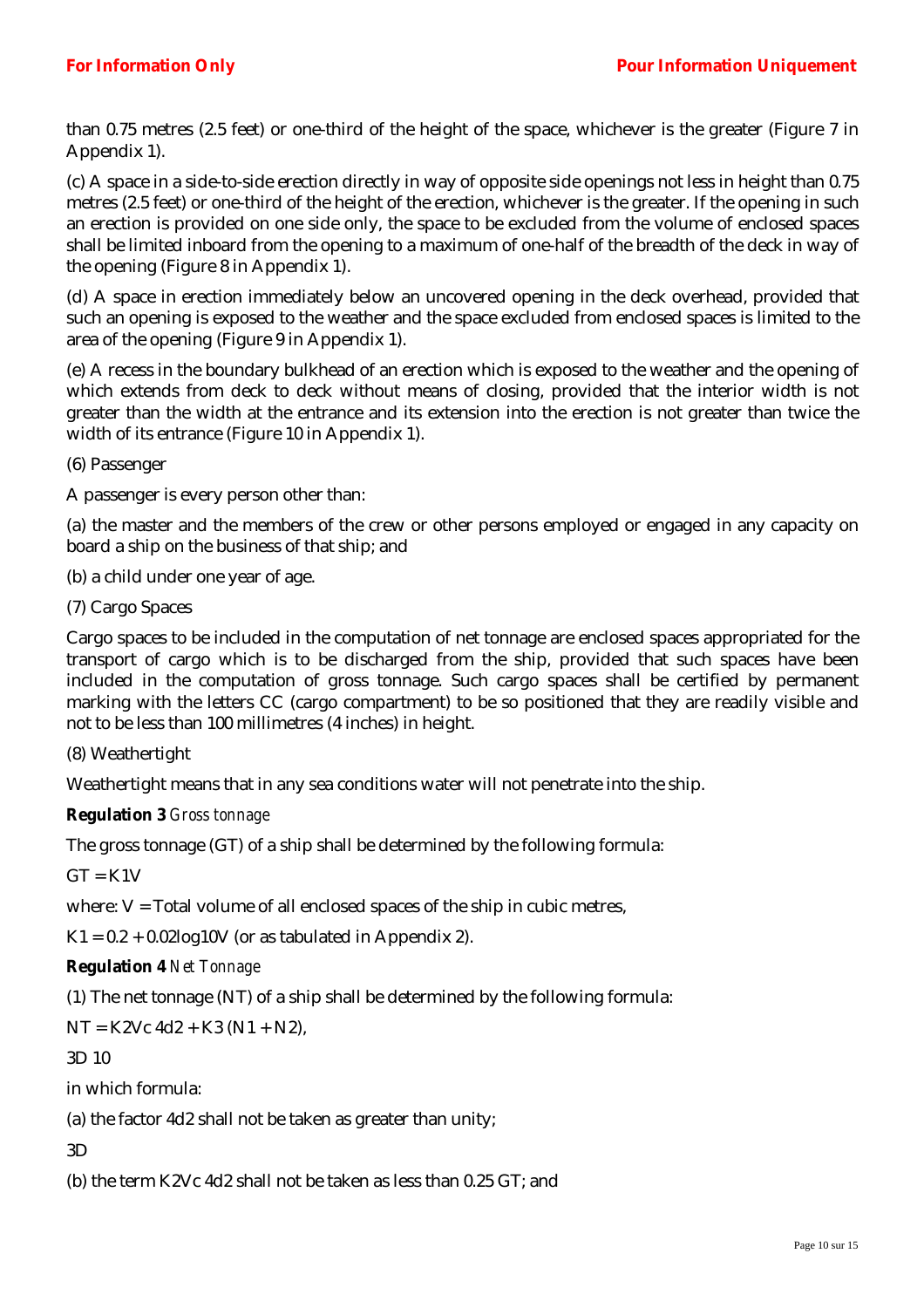than 0.75 metres (2.5 feet) or one-third of the height of the space, whichever is the greater (Figure 7 in Appendix 1).

(c) A space in a side-to-side erection directly in way of opposite side openings not less in height than 0.75 metres (2.5 feet) or one-third of the height of the erection, whichever is the greater. If the opening in such an erection is provided on one side only, the space to be excluded from the volume of enclosed spaces shall be limited inboard from the opening to a maximum of one-half of the breadth of the deck in way of the opening (Figure 8 in Appendix 1).

(d) A space in erection immediately below an uncovered opening in the deck overhead, provided that such an opening is exposed to the weather and the space excluded from enclosed spaces is limited to the area of the opening (Figure 9 in Appendix 1).

(e) A recess in the boundary bulkhead of an erection which is exposed to the weather and the opening of which extends from deck to deck without means of closing, provided that the interior width is not greater than the width at the entrance and its extension into the erection is not greater than twice the width of its entrance (Figure 10 in Appendix 1).

(6) Passenger

A passenger is every person other than:

(a) the master and the members of the crew or other persons employed or engaged in any capacity on board a ship on the business of that ship; and

(b) a child under one year of age.

(7) Cargo Spaces

Cargo spaces to be included in the computation of net tonnage are enclosed spaces appropriated for the transport of cargo which is to be discharged from the ship, provided that such spaces have been included in the computation of gross tonnage. Such cargo spaces shall be certified by permanent marking with the letters CC (cargo compartment) to be so positioned that they are readily visible and not to be less than 100 millimetres (4 inches) in height.

(8) Weathertight

Weathertight means that in any sea conditions water will not penetrate into the ship.

**Regulation 3** *Gross tonnage*

The gross tonnage (GT) of a ship shall be determined by the following formula:

$GT = K1V$

where: V = Total volume of all enclosed spaces of the ship in cubic metres,

$K1 = 0.2 + 0.02\log10V$ (or as tabulated in Appendix 2).

**Regulation 4** *Net Tonnage*

(1) The net tonnage (NT) of a ship shall be determined by the following formula:

$NT = K2Vc\ 4d2 + K3\ (N1 + N2),$

3D 10

in which formula:

(a) the factor 4d2 shall not be taken as greater than unity;

3D

(b) the term K2Vc 4d2 shall not be taken as less than 0.25 GT; and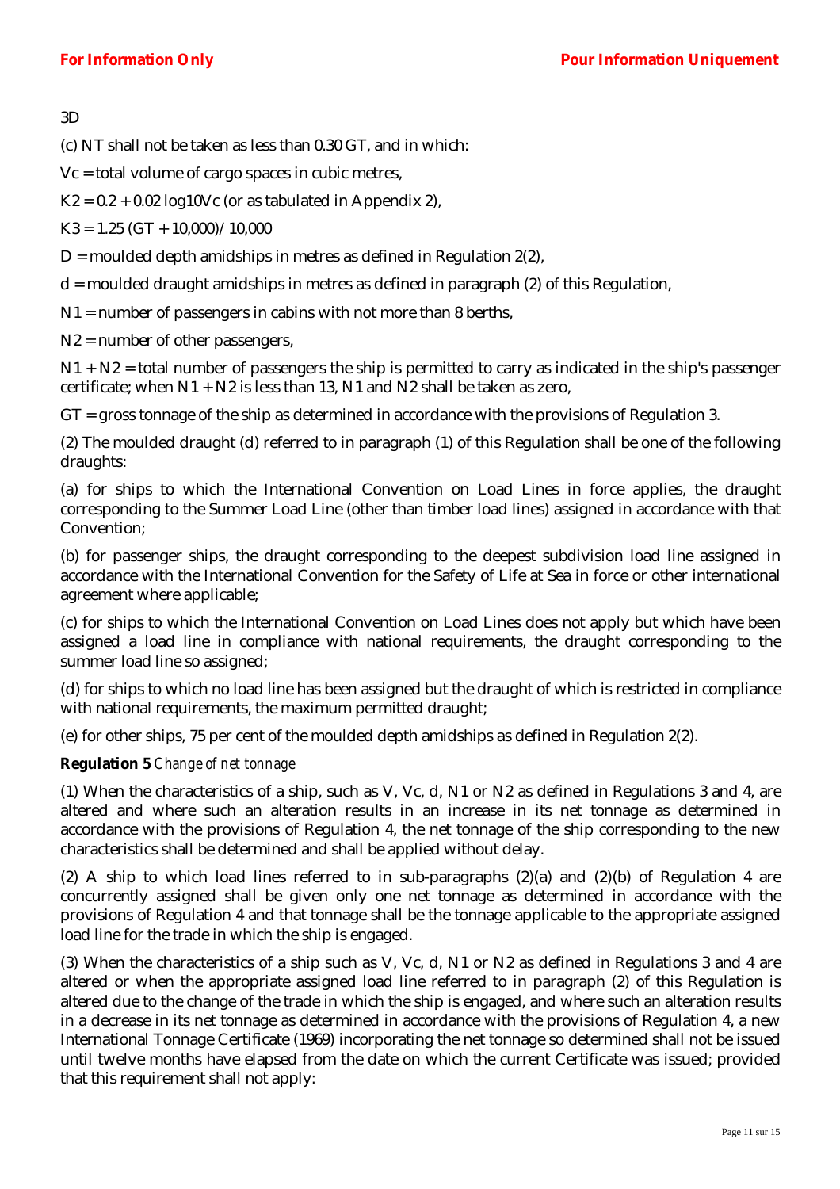3D

(c) NT shall not be taken as less than 0.30 GT, and in which:

$V_c$ = total volume of cargo spaces in cubic metres,

$K_2 = 0.2 + 0.02 \log_{10} V_c$ (or as tabulated in Appendix 2),

$K_3 = 1.25 (GT + 10{,}000) / 10{,}000$

D = moulded depth amidships in metres as defined in Regulation 2(2),

d = moulded draught amidships in metres as defined in paragraph (2) of this Regulation,

$N_1$ = number of passengers in cabins with not more than 8 berths,

$N_2$ = number of other passengers,

$N_1 + N_2$ = total number of passengers the ship is permitted to carry as indicated in the ship's passenger certificate; when $N_1 + N_2$ is less than 13, $N_1$ and $N_2$ shall be taken as zero,

GT = gross tonnage of the ship as determined in accordance with the provisions of Regulation 3.

(2) The moulded draught (d) referred to in paragraph (1) of this Regulation shall be one of the following draughts:

(a) for ships to which the International Convention on Load Lines in force applies, the draught corresponding to the Summer Load Line (other than timber load lines) assigned in accordance with that Convention;

(b) for passenger ships, the draught corresponding to the deepest subdivision load line assigned in accordance with the International Convention for the Safety of Life at Sea in force or other international agreement where applicable;

(c) for ships to which the International Convention on Load Lines does not apply but which have been assigned a load line in compliance with national requirements, the draught corresponding to the summer load line so assigned;

(d) for ships to which no load line has been assigned but the draught of which is restricted in compliance with national requirements, the maximum permitted draught;

(e) for other ships, 75 per cent of the moulded depth amidships as defined in Regulation 2(2).

**Regulation 5** *Change of net tonnage*

(1) When the characteristics of a ship, such as V, $V_c$, d, $N_1$ or $N_2$ as defined in Regulations 3 and 4, are altered and where such an alteration results in an increase in its net tonnage as determined in accordance with the provisions of Regulation 4, the net tonnage of the ship corresponding to the new characteristics shall be determined and shall be applied without delay.

(2) A ship to which load lines referred to in sub-paragraphs (2)(a) and (2)(b) of Regulation 4 are concurrently assigned shall be given only one net tonnage as determined in accordance with the provisions of Regulation 4 and that tonnage shall be the tonnage applicable to the appropriate assigned load line for the trade in which the ship is engaged.

(3) When the characteristics of a ship such as V, $V_c$, d, $N_1$ or $N_2$ as defined in Regulations 3 and 4 are altered or when the appropriate assigned load line referred to in paragraph (2) of this Regulation is altered due to the change of the trade in which the ship is engaged, and where such an alteration results in a decrease in its net tonnage as determined in accordance with the provisions of Regulation 4, a new International Tonnage Certificate (1969) incorporating the net tonnage so determined shall not be issued until twelve months have elapsed from the date on which the current Certificate was issued; provided that this requirement shall not apply: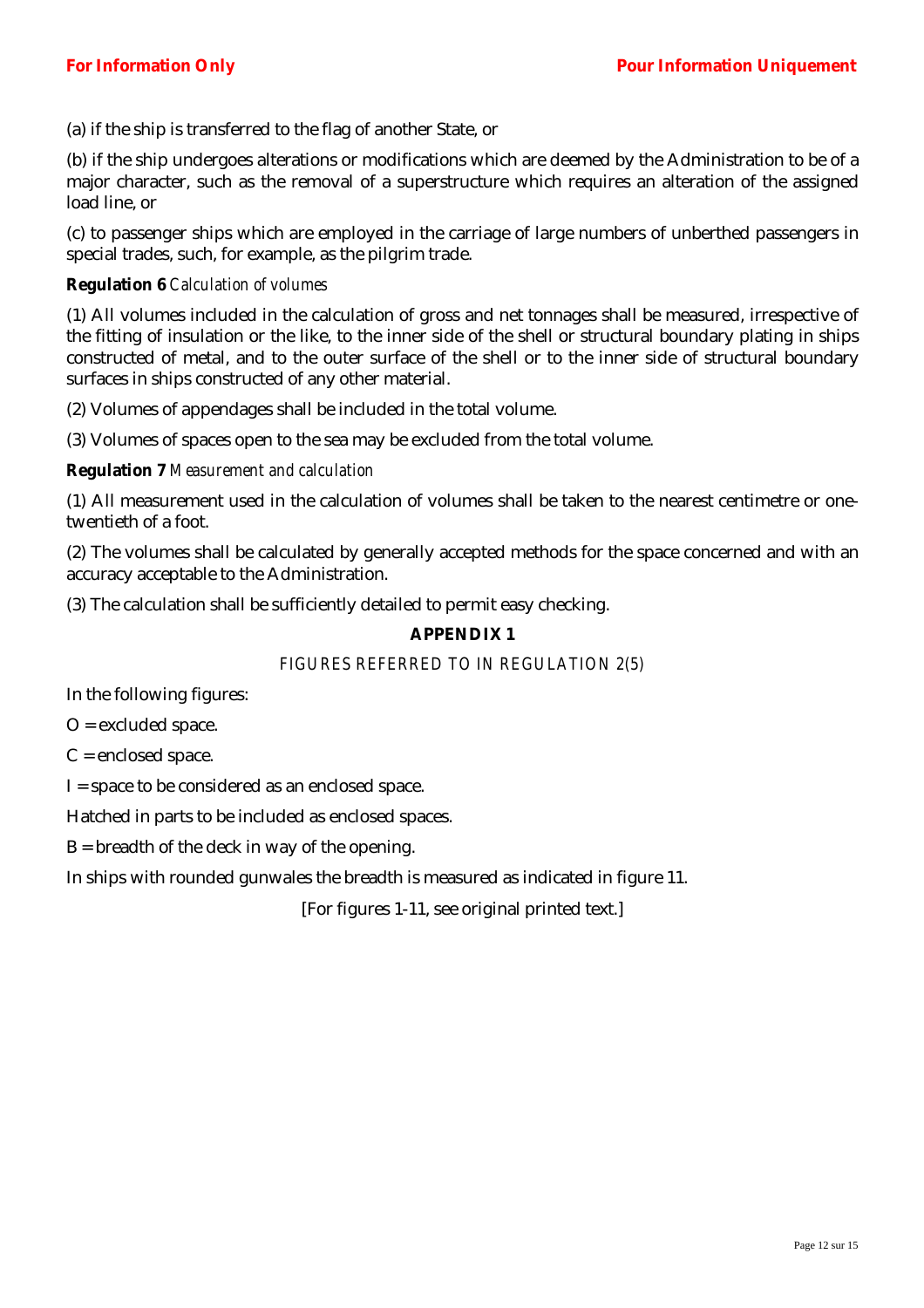(a) if the ship is transferred to the flag of another State, or

(b) if the ship undergoes alterations or modifications which are deemed by the Administration to be of a major character, such as the removal of a superstructure which requires an alteration of the assigned load line, or

(c) to passenger ships which are employed in the carriage of large numbers of unberthed passengers in special trades, such, for example, as the pilgrim trade.

**Regulation 6** *Calculation of volumes*

(1) All volumes included in the calculation of gross and net tonnages shall be measured, irrespective of the fitting of insulation or the like, to the inner side of the shell or structural boundary plating in ships constructed of metal, and to the outer surface of the shell or to the inner side of structural boundary surfaces in ships constructed of any other material.

(2) Volumes of appendages shall be included in the total volume.

(3) Volumes of spaces open to the sea may be excluded from the total volume.

**Regulation 7** *Measurement and calculation*

(1) All measurement used in the calculation of volumes shall be taken to the nearest centimetre or one-twentieth of a foot.

(2) The volumes shall be calculated by generally accepted methods for the space concerned and with an accuracy acceptable to the Administration.

(3) The calculation shall be sufficiently detailed to permit easy checking.

## APPENDIX 1

FIGURES REFERRED TO IN REGULATION 2(5)

In the following figures:

O = excluded space.

C = enclosed space.

I = space to be considered as an enclosed space.

Hatched in parts to be included as enclosed spaces.

B = breadth of the deck in way of the opening.

In ships with rounded gunwales the breadth is measured as indicated in figure 11.

[For figures 1-11, see original printed text.]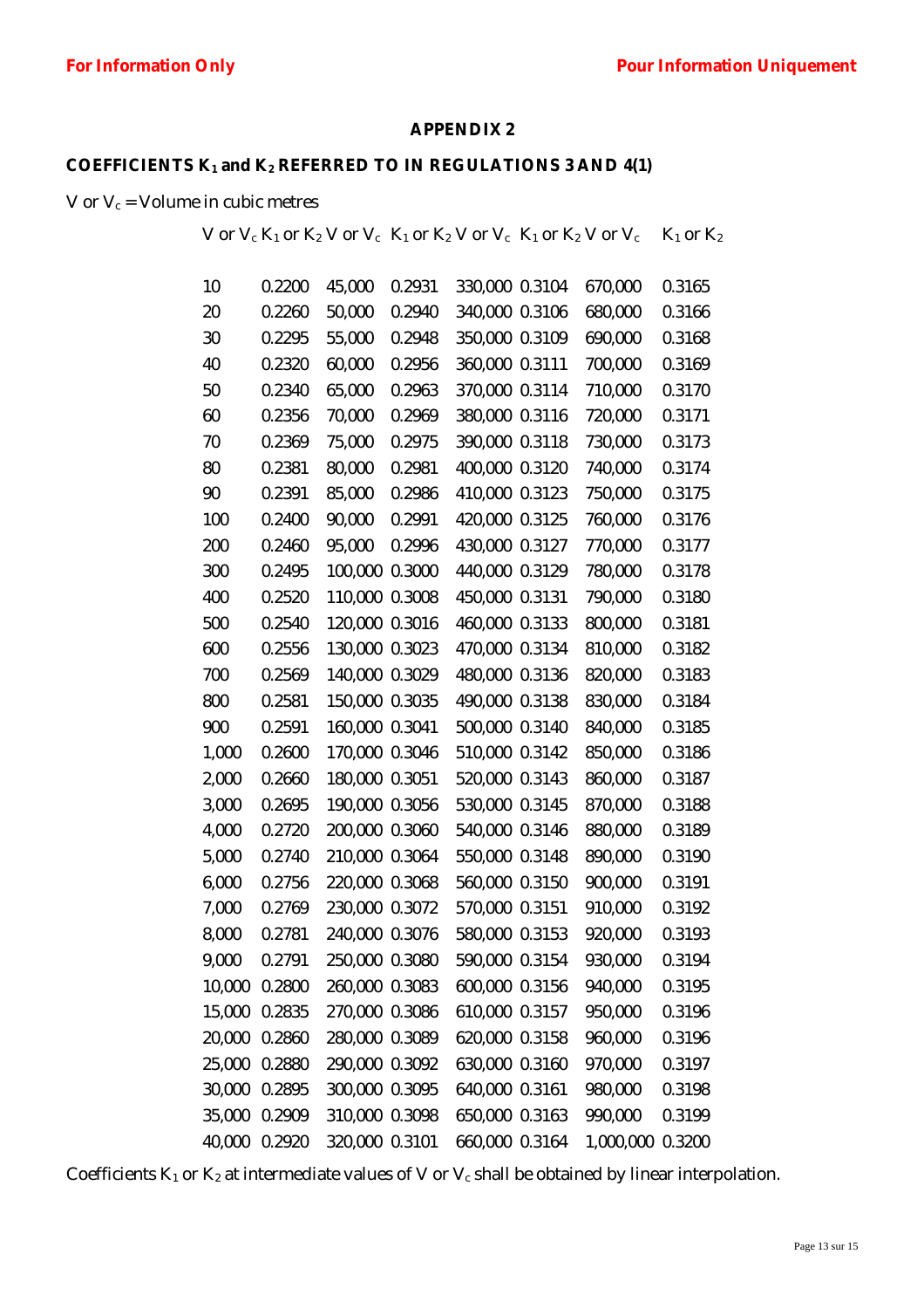**For Information Only** **Pour Information Uniquement**

## APPENDIX 2

### COEFFICIENTS $K_1$ and $K_2$ REFERRED TO IN REGULATIONS 3 AND 4(1)

V or $V_c$ = Volume in cubic metres

| V or $V_c$ | $K_1$ or $K_2$ | V or $V_c$ | $K_1$ or $K_2$ | V or $V_c$ | $K_1$ or $K_2$ | V or $V_c$ | $K_1$ or $K_2$ |
|---|---|---|---|---|---|---|---|
| 10 | 0.2200 | 45,000 | 0.2931 | 330,000 | 0.3104 | 670,000 | 0.3165 |
| 20 | 0.2260 | 50,000 | 0.2940 | 340,000 | 0.3106 | 680,000 | 0.3166 |
| 30 | 0.2295 | 55,000 | 0.2948 | 350,000 | 0.3109 | 690,000 | 0.3168 |
| 40 | 0.2320 | 60,000 | 0.2956 | 360,000 | 0.3111 | 700,000 | 0.3169 |
| 50 | 0.2340 | 65,000 | 0.2963 | 370,000 | 0.3114 | 710,000 | 0.3170 |
| 60 | 0.2356 | 70,000 | 0.2969 | 380,000 | 0.3116 | 720,000 | 0.3171 |
| 70 | 0.2369 | 75,000 | 0.2975 | 390,000 | 0.3118 | 730,000 | 0.3173 |
| 80 | 0.2381 | 80,000 | 0.2981 | 400,000 | 0.3120 | 740,000 | 0.3174 |
| 90 | 0.2391 | 85,000 | 0.2986 | 410,000 | 0.3123 | 750,000 | 0.3175 |
| 100 | 0.2400 | 90,000 | 0.2991 | 420,000 | 0.3125 | 760,000 | 0.3176 |
| 200 | 0.2460 | 95,000 | 0.2996 | 430,000 | 0.3127 | 770,000 | 0.3177 |
| 300 | 0.2495 | 100,000 | 0.3000 | 440,000 | 0.3129 | 780,000 | 0.3178 |
| 400 | 0.2520 | 110,000 | 0.3008 | 450,000 | 0.3131 | 790,000 | 0.3180 |
| 500 | 0.2540 | 120,000 | 0.3016 | 460,000 | 0.3133 | 800,000 | 0.3181 |
| 600 | 0.2556 | 130,000 | 0.3023 | 470,000 | 0.3134 | 810,000 | 0.3182 |
| 700 | 0.2569 | 140,000 | 0.3029 | 480,000 | 0.3136 | 820,000 | 0.3183 |
| 800 | 0.2581 | 150,000 | 0.3035 | 490,000 | 0.3138 | 830,000 | 0.3184 |
| 900 | 0.2591 | 160,000 | 0.3041 | 500,000 | 0.3140 | 840,000 | 0.3185 |
| 1,000 | 0.2600 | 170,000 | 0.3046 | 510,000 | 0.3142 | 850,000 | 0.3186 |
| 2,000 | 0.2660 | 180,000 | 0.3051 | 520,000 | 0.3143 | 860,000 | 0.3187 |
| 3,000 | 0.2695 | 190,000 | 0.3056 | 530,000 | 0.3145 | 870,000 | 0.3188 |
| 4,000 | 0.2720 | 200,000 | 0.3060 | 540,000 | 0.3146 | 880,000 | 0.3189 |
| 5,000 | 0.2740 | 210,000 | 0.3064 | 550,000 | 0.3148 | 890,000 | 0.3190 |
| 6,000 | 0.2756 | 220,000 | 0.3068 | 560,000 | 0.3150 | 900,000 | 0.3191 |
| 7,000 | 0.2769 | 230,000 | 0.3072 | 570,000 | 0.3151 | 910,000 | 0.3192 |
| 8,000 | 0.2781 | 240,000 | 0.3076 | 580,000 | 0.3153 | 920,000 | 0.3193 |
| 9,000 | 0.2791 | 250,000 | 0.3080 | 590,000 | 0.3154 | 930,000 | 0.3194 |
| 10,000 | 0.2800 | 260,000 | 0.3083 | 600,000 | 0.3156 | 940,000 | 0.3195 |
| 15,000 | 0.2835 | 270,000 | 0.3086 | 610,000 | 0.3157 | 950,000 | 0.3196 |
| 20,000 | 0.2860 | 280,000 | 0.3089 | 620,000 | 0.3158 | 960,000 | 0.3196 |
| 25,000 | 0.2880 | 290,000 | 0.3092 | 630,000 | 0.3160 | 970,000 | 0.3197 |
| 30,000 | 0.2895 | 300,000 | 0.3095 | 640,000 | 0.3161 | 980,000 | 0.3198 |
| 35,000 | 0.2909 | 310,000 | 0.3098 | 650,000 | 0.3163 | 990,000 | 0.3199 |
| 40,000 | 0.2920 | 320,000 | 0.3101 | 660,000 | 0.3164 | 1,000,000 | 0.3200 |

Coefficients $K_1$ or $K_2$ at intermediate values of V or $V_c$ shall be obtained by linear interpolation.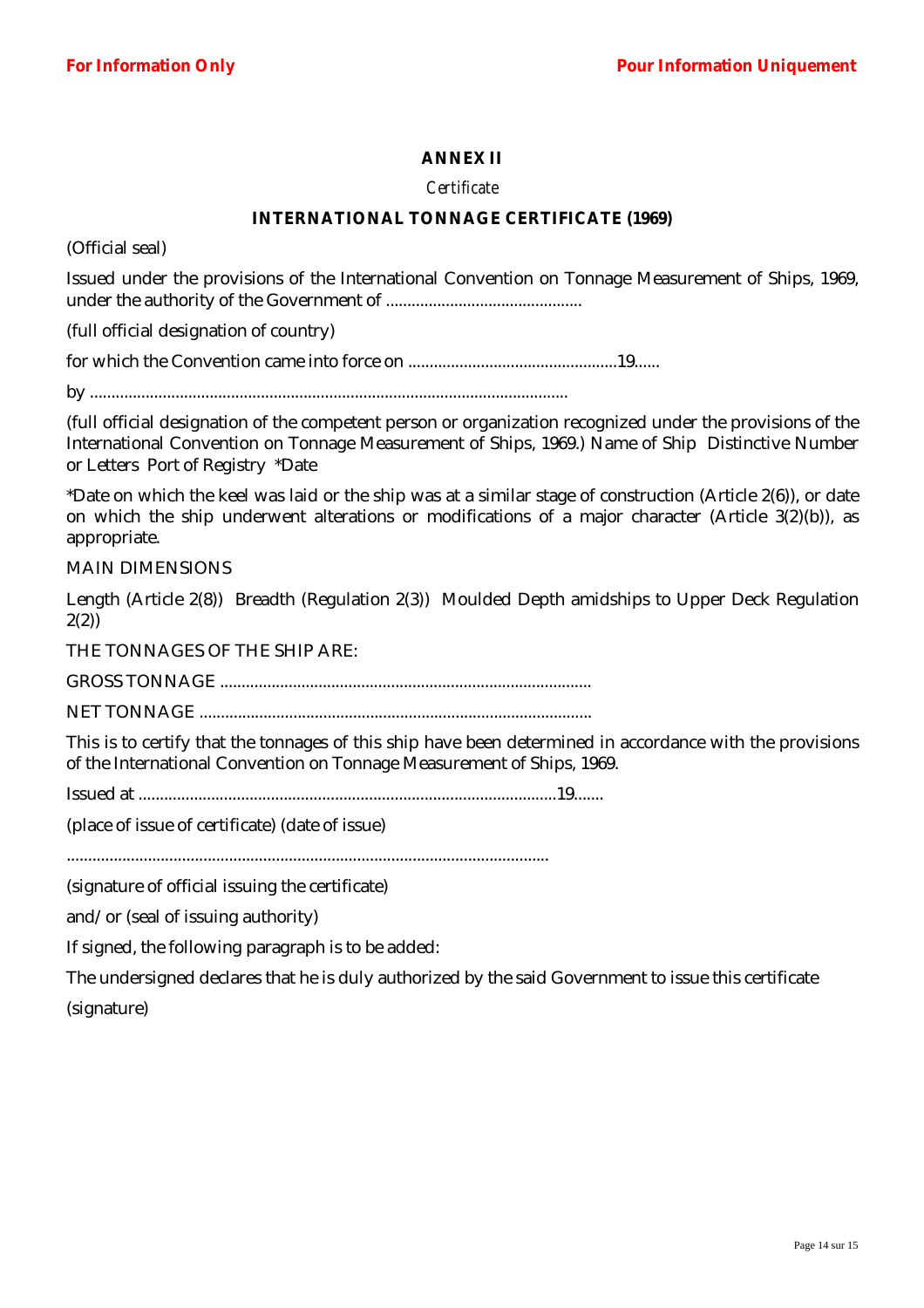**ANNEX II**

*Certificate*

**INTERNATIONAL TONNAGE CERTIFICATE (1969)**

(Official seal)

Issued under the provisions of the International Convention on Tonnage Measurement of Ships, 1969, under the authority of the Government of .............................................

(full official designation of country)

for which the Convention came into force on ................................................19......

by ...............................................................................................................

(full official designation of the competent person or organization recognized under the provisions of the International Convention on Tonnage Measurement of Ships, 1969.) Name of Ship Distinctive Number or Letters Port of Registry *Date

*Date on which the keel was laid or the ship was at a similar stage of construction (Article 2(6)), or date on which the ship underwent alterations or modifications of a major character (Article 3(2)(b)), as appropriate.

MAIN DIMENSIONS

Length (Article 2(8)) Breadth (Regulation 2(3)) Moulded Depth amidships to Upper Deck Regulation 2(2))

THE TONNAGES OF THE SHIP ARE:

GROSS TONNAGE .....................................................................................

NET TONNAGE ..........................................................................................

This is to certify that the tonnages of this ship have been determined in accordance with the provisions of the International Convention on Tonnage Measurement of Ships, 1969.

Issued at .................................................................................................19.......

(place of issue of certificate) (date of issue)

................................................................................................................

(signature of official issuing the certificate)

and/or (seal of issuing authority)

If signed, the following paragraph is to be added:

The undersigned declares that he is duly authorized by the said Government to issue this certificate

(signature)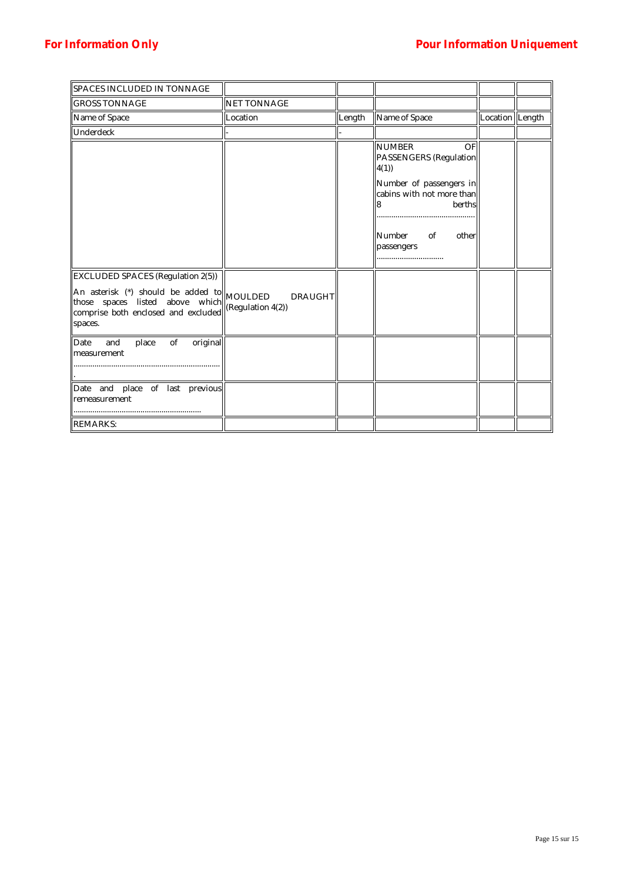| | | | | | |
|---|---|---|---|---|---|
| SPACES INCLUDED IN TONNAGE | | | | | |
| GROSS TONNAGE | NET TONNAGE | | | | |
| Name of Space | Location | Length | Name of Space | Location | Length |
| Underdeck | - | - | | | |
| | | | NUMBER OF PASSENGERS (Regulation 4(1)) Number of passengers in cabins with not more than 8 berths ............................................ Number of other passengers ................................ | | |
| EXCLUDED SPACES (Regulation 2(5)) An asterisk (*) should be added to those spaces listed above which comprise both enclosed and excluded spaces. | MOULDED DRAUGHT (Regulation 4(2)) | | | | |
| Date and place of original measurement ..................................................................... . | | | | | |
| Date and place of last previous remeasurement ............................................................ | | | | | |
| REMARKS: | | | | | |